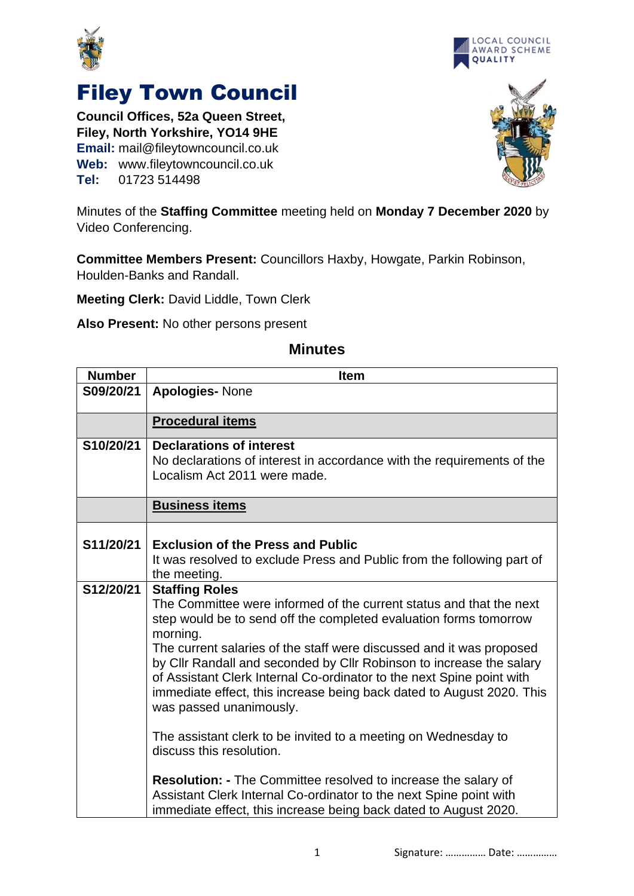# Filey Town Council

**Council Offices, 52a Queen Street,**
**Filey, North Yorkshire, YO14 9HE**
**Email:** mail@fileytowncouncil.co.uk
**Web:** www.fileytowncouncil.co.uk
**Tel:** 01723 514498

Minutes of the **Staffing Committee** meeting held on **Monday 7 December 2020** by Video Conferencing.

**Committee Members Present:** Councillors Haxby, Howgate, Parkin Robinson, Houlden-Banks and Randall.

**Meeting Clerk:** David Liddle, Town Clerk

**Also Present:** No other persons present

## Minutes

| Number | Item |
|---|---|
| S09/20/21 | **Apologies-** None |
| | **Procedural items** |
| S10/20/21 | **Declarations of interest**<br>No declarations of interest in accordance with the requirements of the Localism Act 2011 were made. |
| | **Business items** |
| S11/20/21 | **Exclusion of the Press and Public**<br>It was resolved to exclude Press and Public from the following part of the meeting. |
| S12/20/21 | **Staffing Roles**<br>The Committee were informed of the current status and that the next step would be to send off the completed evaluation forms tomorrow morning.<br>The current salaries of the staff were discussed and it was proposed by Cllr Randall and seconded by Cllr Robinson to increase the salary of Assistant Clerk Internal Co-ordinator to the next Spine point with immediate effect, this increase being back dated to August 2020. This was passed unanimously.<br><br>The assistant clerk to be invited to a meeting on Wednesday to discuss this resolution.<br><br>**Resolution: -** The Committee resolved to increase the salary of Assistant Clerk Internal Co-ordinator to the next Spine point with immediate effect, this increase being back dated to August 2020. |

Signature: …………… Date: ……………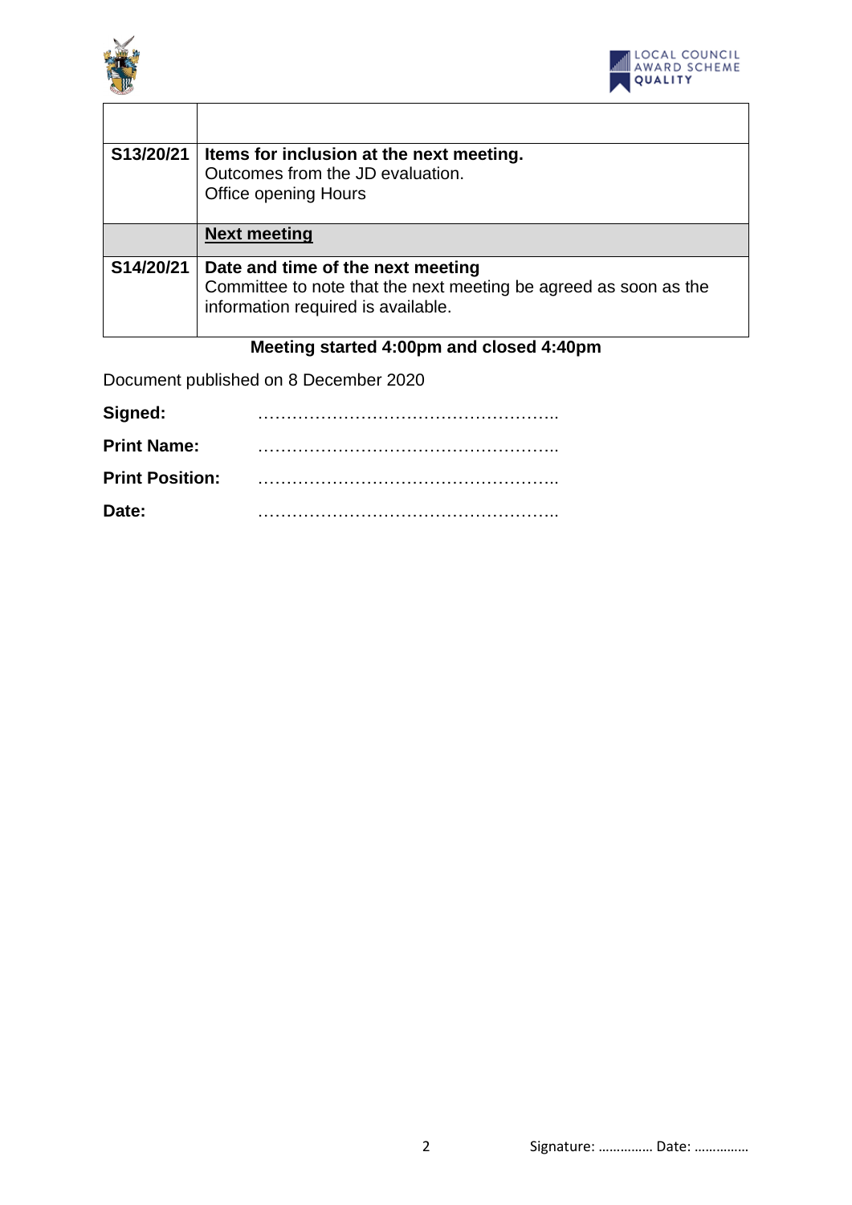| | |
|---|---|
| | |
| S13/20/21 | **Items for inclusion at the next meeting.**<br>Outcomes from the JD evaluation.<br>Office opening Hours |
| | **Next meeting** |
| S14/20/21 | **Date and time of the next meeting**<br>Committee to note that the next meeting be agreed as soon as the information required is available. |

**Meeting started 4:00pm and closed 4:40pm**

Document published on 8 December 2020

**Signed:** ……………………………………………..

**Print Name:** ……………………………………………..

**Print Position:** ……………………………………………..

**Date:** ……………………………………………..

Signature: …………… Date: ……………